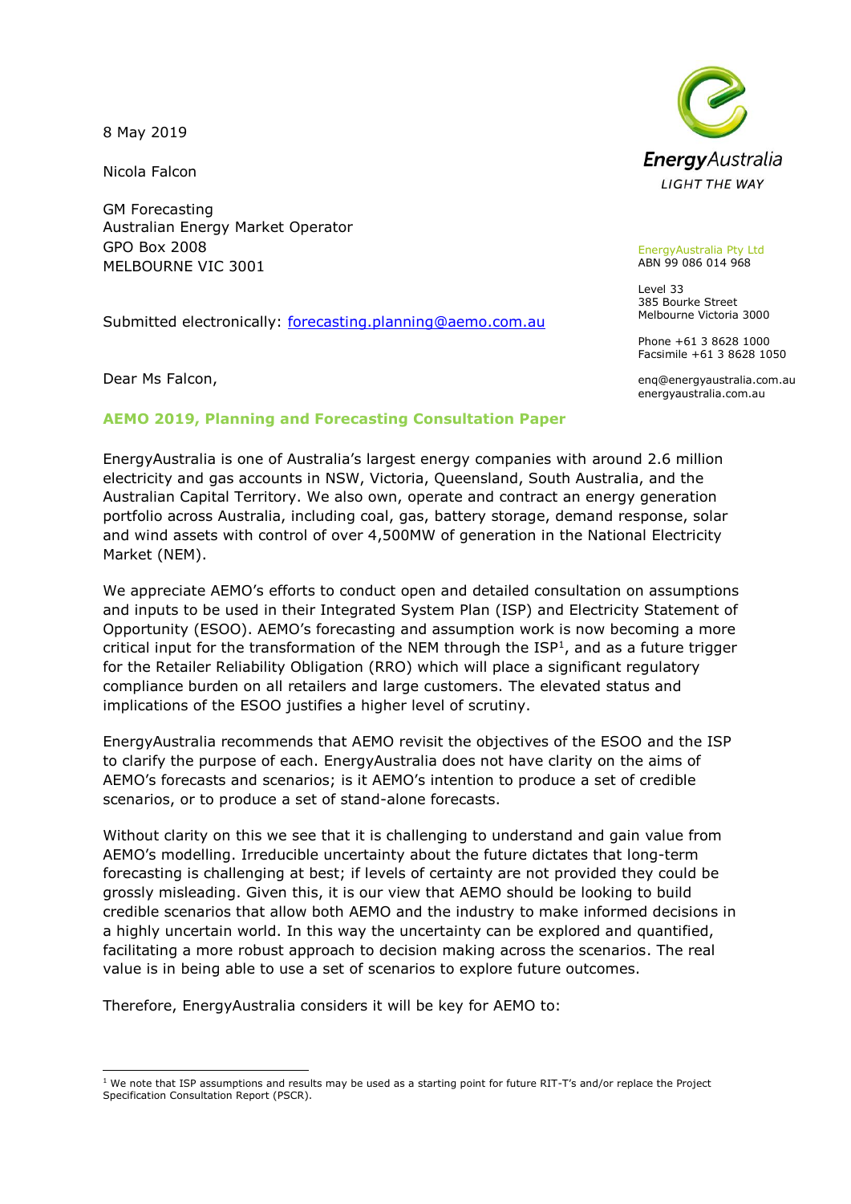8 May 2019

Nicola Falcon

GM Forecasting
Australian Energy Market Operator
GPO Box 2008
MELBOURNE VIC 3001

Submitted electronically: [forecasting.planning@aemo.com.au](mailto:forecasting.planning@aemo.com.au)

EnergyAustralia
LIGHT THE WAY

EnergyAustralia Pty Ltd
ABN 99 086 014 968

Level 33
385 Bourke Street
Melbourne Victoria 3000

Phone +61 3 8628 1000
Facsimile +61 3 8628 1050

enq@energyaustralia.com.au
energyaustralia.com.au

Dear Ms Falcon,

**AEMO 2019, Planning and Forecasting Consultation Paper**

EnergyAustralia is one of Australia's largest energy companies with around 2.6 million electricity and gas accounts in NSW, Victoria, Queensland, South Australia, and the Australian Capital Territory. We also own, operate and contract an energy generation portfolio across Australia, including coal, gas, battery storage, demand response, solar and wind assets with control of over 4,500MW of generation in the National Electricity Market (NEM).

We appreciate AEMO's efforts to conduct open and detailed consultation on assumptions and inputs to be used in their Integrated System Plan (ISP) and Electricity Statement of Opportunity (ESOO). AEMO's forecasting and assumption work is now becoming a more critical input for the transformation of the NEM through the ISP[1], and as a future trigger for the Retailer Reliability Obligation (RRO) which will place a significant regulatory compliance burden on all retailers and large customers. The elevated status and implications of the ESOO justifies a higher level of scrutiny.

EnergyAustralia recommends that AEMO revisit the objectives of the ESOO and the ISP to clarify the purpose of each. EnergyAustralia does not have clarity on the aims of AEMO's forecasts and scenarios; is it AEMO's intention to produce a set of credible scenarios, or to produce a set of stand-alone forecasts.

Without clarity on this we see that it is challenging to understand and gain value from AEMO's modelling. Irreducible uncertainty about the future dictates that long-term forecasting is challenging at best; if levels of certainty are not provided they could be grossly misleading. Given this, it is our view that AEMO should be looking to build credible scenarios that allow both AEMO and the industry to make informed decisions in a highly uncertain world. In this way the uncertainty can be explored and quantified, facilitating a more robust approach to decision making across the scenarios. The real value is in being able to use a set of scenarios to explore future outcomes.

Therefore, EnergyAustralia considers it will be key for AEMO to:

---

[1] We note that ISP assumptions and results may be used as a starting point for future RIT-T's and/or replace the Project Specification Consultation Report (PSCR).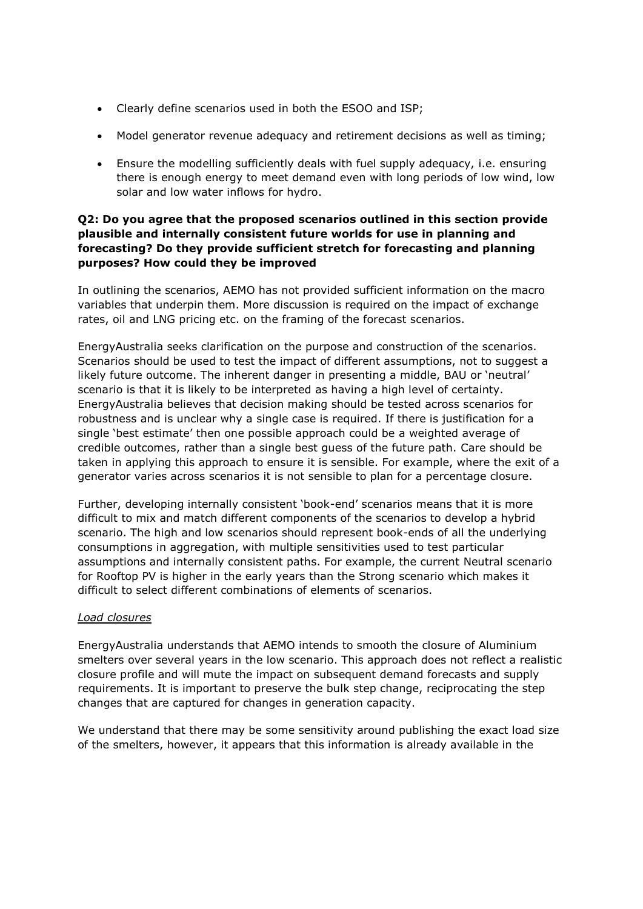- Clearly define scenarios used in both the ESOO and ISP;
- Model generator revenue adequacy and retirement decisions as well as timing;
- Ensure the modelling sufficiently deals with fuel supply adequacy, i.e. ensuring there is enough energy to meet demand even with long periods of low wind, low solar and low water inflows for hydro.

**Q2: Do you agree that the proposed scenarios outlined in this section provide plausible and internally consistent future worlds for use in planning and forecasting? Do they provide sufficient stretch for forecasting and planning purposes? How could they be improved**

In outlining the scenarios, AEMO has not provided sufficient information on the macro variables that underpin them. More discussion is required on the impact of exchange rates, oil and LNG pricing etc. on the framing of the forecast scenarios.

EnergyAustralia seeks clarification on the purpose and construction of the scenarios. Scenarios should be used to test the impact of different assumptions, not to suggest a likely future outcome. The inherent danger in presenting a middle, BAU or 'neutral' scenario is that it is likely to be interpreted as having a high level of certainty. EnergyAustralia believes that decision making should be tested across scenarios for robustness and is unclear why a single case is required. If there is justification for a single 'best estimate' then one possible approach could be a weighted average of credible outcomes, rather than a single best guess of the future path. Care should be taken in applying this approach to ensure it is sensible. For example, where the exit of a generator varies across scenarios it is not sensible to plan for a percentage closure.

Further, developing internally consistent 'book-end' scenarios means that it is more difficult to mix and match different components of the scenarios to develop a hybrid scenario. The high and low scenarios should represent book-ends of all the underlying consumptions in aggregation, with multiple sensitivities used to test particular assumptions and internally consistent paths. For example, the current Neutral scenario for Rooftop PV is higher in the early years than the Strong scenario which makes it difficult to select different combinations of elements of scenarios.

*Load closures*

EnergyAustralia understands that AEMO intends to smooth the closure of Aluminium smelters over several years in the low scenario. This approach does not reflect a realistic closure profile and will mute the impact on subsequent demand forecasts and supply requirements. It is important to preserve the bulk step change, reciprocating the step changes that are captured for changes in generation capacity.

We understand that there may be some sensitivity around publishing the exact load size of the smelters, however, it appears that this information is already available in the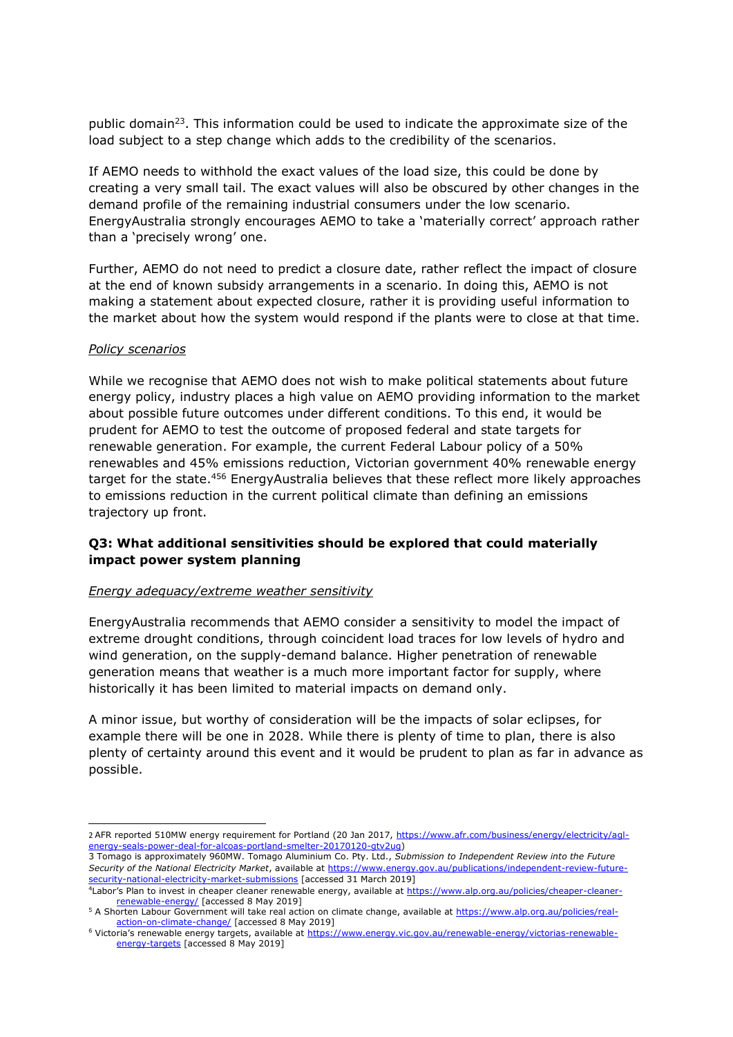public domain[2,3]. This information could be used to indicate the approximate size of the load subject to a step change which adds to the credibility of the scenarios.

If AEMO needs to withhold the exact values of the load size, this could be done by creating a very small tail. The exact values will also be obscured by other changes in the demand profile of the remaining industrial consumers under the low scenario. EnergyAustralia strongly encourages AEMO to take a 'materially correct' approach rather than a 'precisely wrong' one.

Further, AEMO do not need to predict a closure date, rather reflect the impact of closure at the end of known subsidy arrangements in a scenario. In doing this, AEMO is not making a statement about expected closure, rather it is providing useful information to the market about how the system would respond if the plants were to close at that time.

*Policy scenarios*

While we recognise that AEMO does not wish to make political statements about future energy policy, industry places a high value on AEMO providing information to the market about possible future outcomes under different conditions. To this end, it would be prudent for AEMO to test the outcome of proposed federal and state targets for renewable generation. For example, the current Federal Labour policy of a 50% renewables and 45% emissions reduction, Victorian government 40% renewable energy target for the state.[4,5,6] EnergyAustralia believes that these reflect more likely approaches to emissions reduction in the current political climate than defining an emissions trajectory up front.

### Q3: What additional sensitivities should be explored that could materially impact power system planning

*Energy adequacy/extreme weather sensitivity*

EnergyAustralia recommends that AEMO consider a sensitivity to model the impact of extreme drought conditions, through coincident load traces for low levels of hydro and wind generation, on the supply-demand balance. Higher penetration of renewable generation means that weather is a much more important factor for supply, where historically it has been limited to material impacts on demand only.

A minor issue, but worthy of consideration will be the impacts of solar eclipses, for example there will be one in 2028. While there is plenty of time to plan, there is also plenty of certainty around this event and it would be prudent to plan as far in advance as possible.

---

2 AFR reported 510MW energy requirement for Portland (20 Jan 2017, https://www.afr.com/business/energy/electricity/agl-energy-seals-power-deal-for-alcoas-portland-smelter-20170120-gtv2ug)

3 Tomago is approximately 960MW. Tomago Aluminium Co. Pty. Ltd., *Submission to Independent Review into the Future Security of the National Electricity Market*, available at https://www.energy.gov.au/publications/independent-review-future-security-national-electricity-market-submissions [accessed 31 March 2019]

4 Labor's Plan to invest in cheaper cleaner renewable energy, available at https://www.alp.org.au/policies/cheaper-cleaner-renewable-energy/ [accessed 8 May 2019]

5 A Shorten Labour Government will take real action on climate change, available at https://www.alp.org.au/policies/real-action-on-climate-change/ [accessed 8 May 2019]

6 Victoria's renewable energy targets, available at https://www.energy.vic.gov.au/renewable-energy/victorias-renewable-energy-targets [accessed 8 May 2019]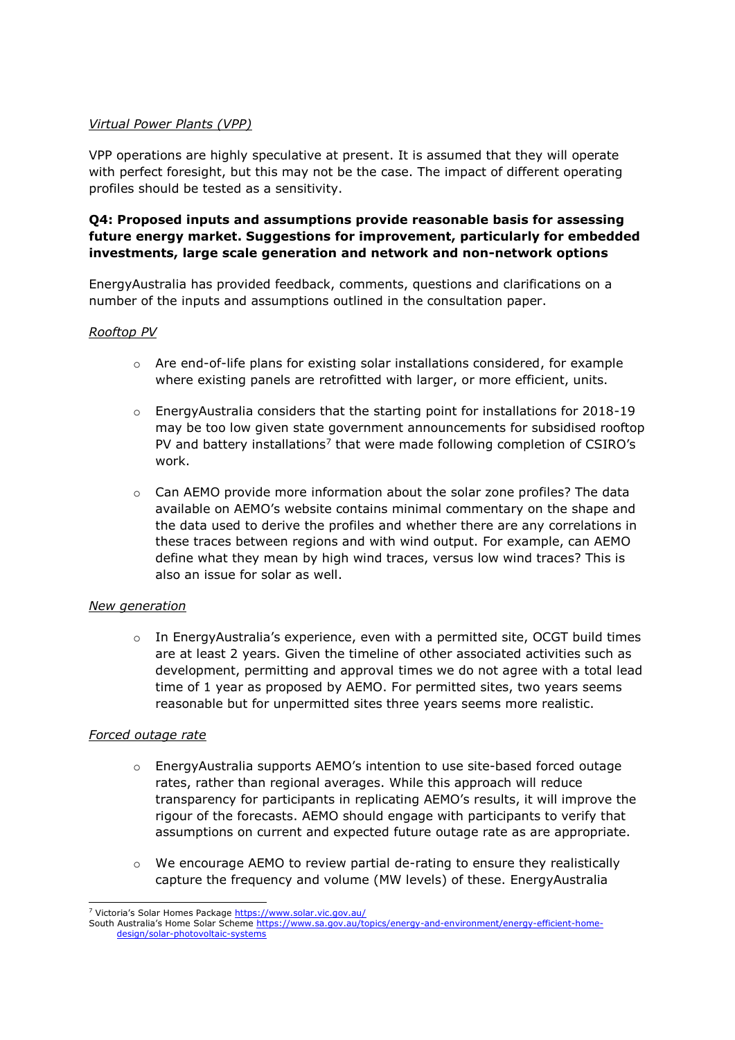*Virtual Power Plants (VPP)*

VPP operations are highly speculative at present. It is assumed that they will operate with perfect foresight, but this may not be the case. The impact of different operating profiles should be tested as a sensitivity.

**Q4: Proposed inputs and assumptions provide reasonable basis for assessing future energy market. Suggestions for improvement, particularly for embedded investments, large scale generation and network and non-network options**

EnergyAustralia has provided feedback, comments, questions and clarifications on a number of the inputs and assumptions outlined in the consultation paper.

*Rooftop PV*

- Are end-of-life plans for existing solar installations considered, for example where existing panels are retrofitted with larger, or more efficient, units.
- EnergyAustralia considers that the starting point for installations for 2018-19 may be too low given state government announcements for subsidised rooftop PV and battery installations[7] that were made following completion of CSIRO's work.
- Can AEMO provide more information about the solar zone profiles? The data available on AEMO's website contains minimal commentary on the shape and the data used to derive the profiles and whether there are any correlations in these traces between regions and with wind output. For example, can AEMO define what they mean by high wind traces, versus low wind traces? This is also an issue for solar as well.

*New generation*

- In EnergyAustralia's experience, even with a permitted site, OCGT build times are at least 2 years. Given the timeline of other associated activities such as development, permitting and approval times we do not agree with a total lead time of 1 year as proposed by AEMO. For permitted sites, two years seems reasonable but for unpermitted sites three years seems more realistic.

*Forced outage rate*

- EnergyAustralia supports AEMO's intention to use site-based forced outage rates, rather than regional averages. While this approach will reduce transparency for participants in replicating AEMO's results, it will improve the rigour of the forecasts. AEMO should engage with participants to verify that assumptions on current and expected future outage rate as are appropriate.
- We encourage AEMO to review partial de-rating to ensure they realistically capture the frequency and volume (MW levels) of these. EnergyAustralia

[7] Victoria's Solar Homes Package https://www.solar.vic.gov.au/
South Australia's Home Solar Scheme https://www.sa.gov.au/topics/energy-and-environment/energy-efficient-home-design/solar-photovoltaic-systems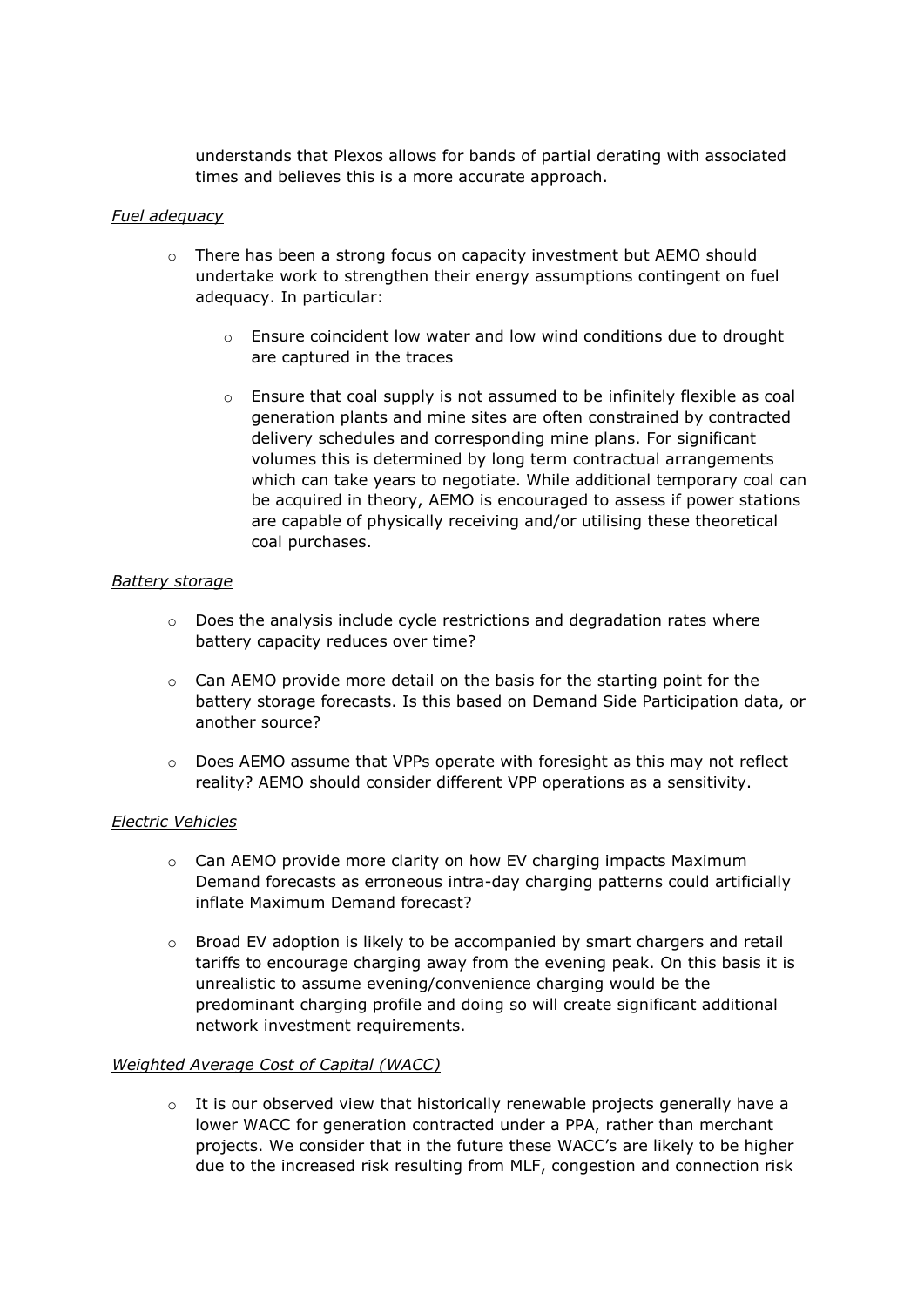understands that Plexos allows for bands of partial derating with associated times and believes this is a more accurate approach.

*Fuel adequacy*

- There has been a strong focus on capacity investment but AEMO should undertake work to strengthen their energy assumptions contingent on fuel adequacy. In particular:
  - Ensure coincident low water and low wind conditions due to drought are captured in the traces
  - Ensure that coal supply is not assumed to be infinitely flexible as coal generation plants and mine sites are often constrained by contracted delivery schedules and corresponding mine plans. For significant volumes this is determined by long term contractual arrangements which can take years to negotiate. While additional temporary coal can be acquired in theory, AEMO is encouraged to assess if power stations are capable of physically receiving and/or utilising these theoretical coal purchases.

*Battery storage*

- Does the analysis include cycle restrictions and degradation rates where battery capacity reduces over time?
- Can AEMO provide more detail on the basis for the starting point for the battery storage forecasts. Is this based on Demand Side Participation data, or another source?
- Does AEMO assume that VPPs operate with foresight as this may not reflect reality? AEMO should consider different VPP operations as a sensitivity.

*Electric Vehicles*

- Can AEMO provide more clarity on how EV charging impacts Maximum Demand forecasts as erroneous intra-day charging patterns could artificially inflate Maximum Demand forecast?
- Broad EV adoption is likely to be accompanied by smart chargers and retail tariffs to encourage charging away from the evening peak. On this basis it is unrealistic to assume evening/convenience charging would be the predominant charging profile and doing so will create significant additional network investment requirements.

*Weighted Average Cost of Capital (WACC)*

- It is our observed view that historically renewable projects generally have a lower WACC for generation contracted under a PPA, rather than merchant projects. We consider that in the future these WACC's are likely to be higher due to the increased risk resulting from MLF, congestion and connection risk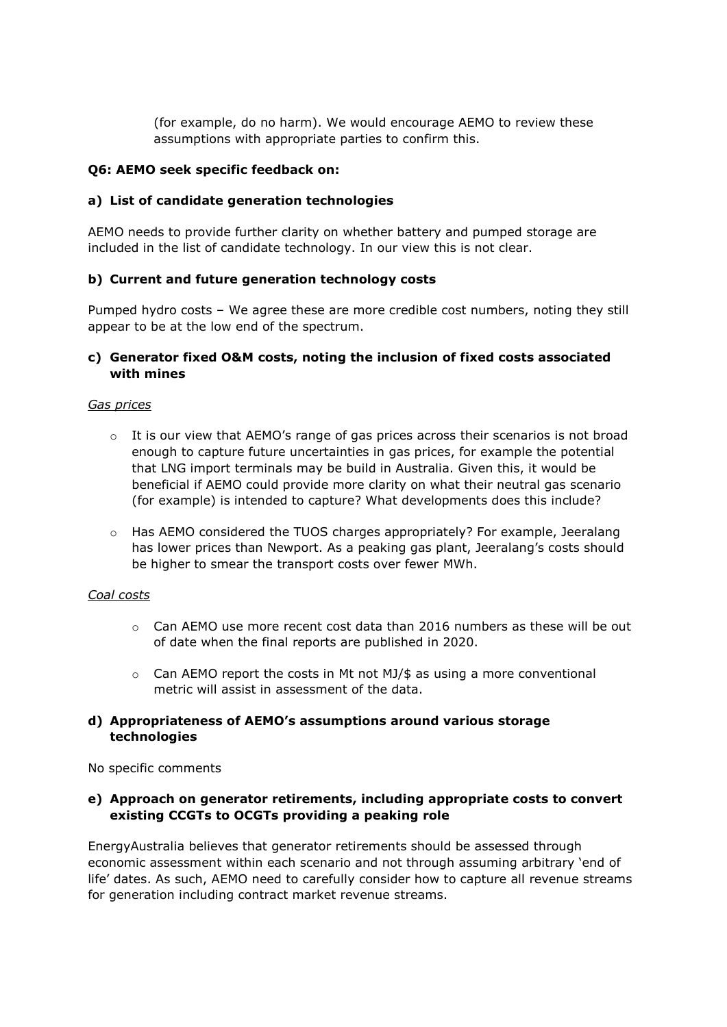(for example, do no harm). We would encourage AEMO to review these assumptions with appropriate parties to confirm this.

**Q6: AEMO seek specific feedback on:**

**a) List of candidate generation technologies**

AEMO needs to provide further clarity on whether battery and pumped storage are included in the list of candidate technology. In our view this is not clear.

**b) Current and future generation technology costs**

Pumped hydro costs – We agree these are more credible cost numbers, noting they still appear to be at the low end of the spectrum.

**c) Generator fixed O&M costs, noting the inclusion of fixed costs associated with mines**

*Gas prices*

- It is our view that AEMO's range of gas prices across their scenarios is not broad enough to capture future uncertainties in gas prices, for example the potential that LNG import terminals may be build in Australia. Given this, it would be beneficial if AEMO could provide more clarity on what their neutral gas scenario (for example) is intended to capture? What developments does this include?
- Has AEMO considered the TUOS charges appropriately? For example, Jeeralang has lower prices than Newport. As a peaking gas plant, Jeeralang's costs should be higher to smear the transport costs over fewer MWh.

*Coal costs*

- Can AEMO use more recent cost data than 2016 numbers as these will be out of date when the final reports are published in 2020.
- Can AEMO report the costs in Mt not MJ/$ as using a more conventional metric will assist in assessment of the data.

**d) Appropriateness of AEMO's assumptions around various storage technologies**

No specific comments

**e) Approach on generator retirements, including appropriate costs to convert existing CCGTs to OCGTs providing a peaking role**

EnergyAustralia believes that generator retirements should be assessed through economic assessment within each scenario and not through assuming arbitrary 'end of life' dates. As such, AEMO need to carefully consider how to capture all revenue streams for generation including contract market revenue streams.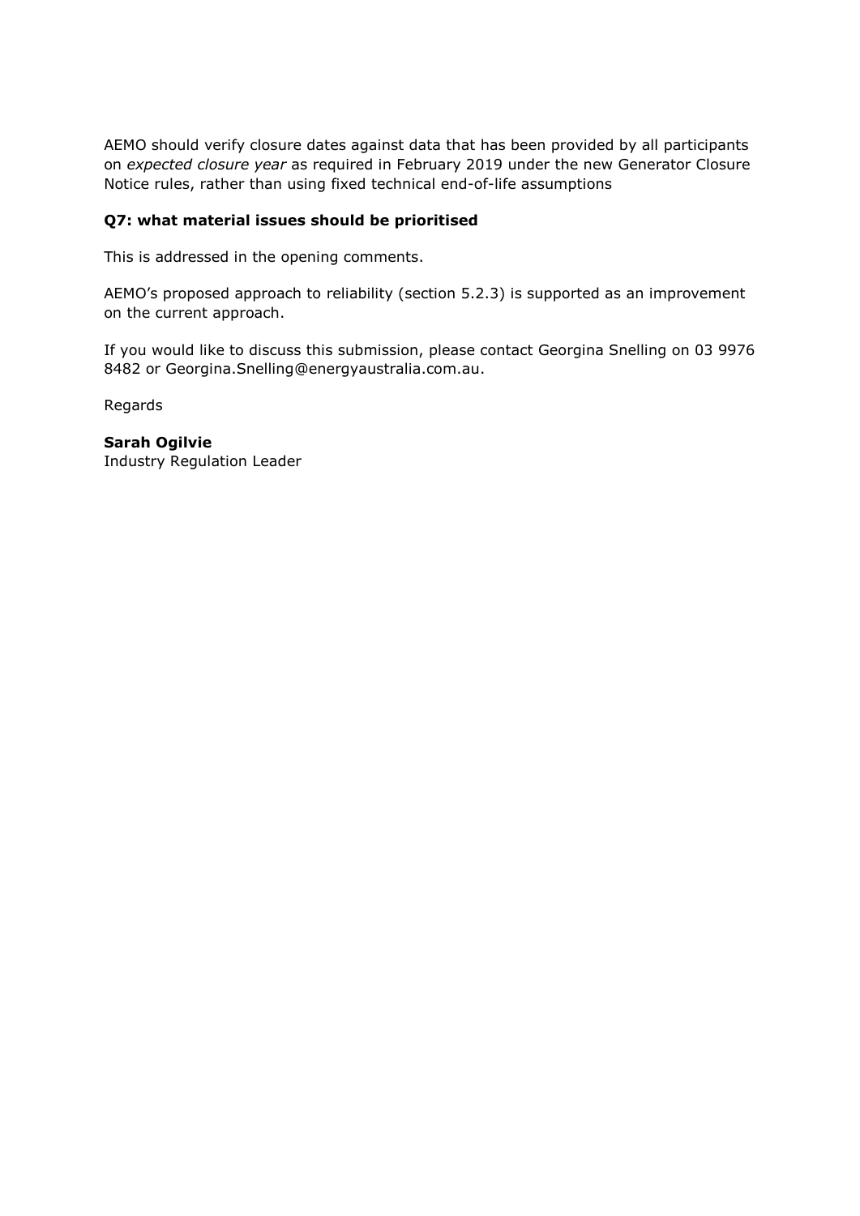AEMO should verify closure dates against data that has been provided by all participants on *expected closure year* as required in February 2019 under the new Generator Closure Notice rules, rather than using fixed technical end-of-life assumptions

**Q7: what material issues should be prioritised**

This is addressed in the opening comments.

AEMO's proposed approach to reliability (section 5.2.3) is supported as an improvement on the current approach.

If you would like to discuss this submission, please contact Georgina Snelling on 03 9976 8482 or Georgina.Snelling@energyaustralia.com.au.

Regards

**Sarah Ogilvie**
Industry Regulation Leader